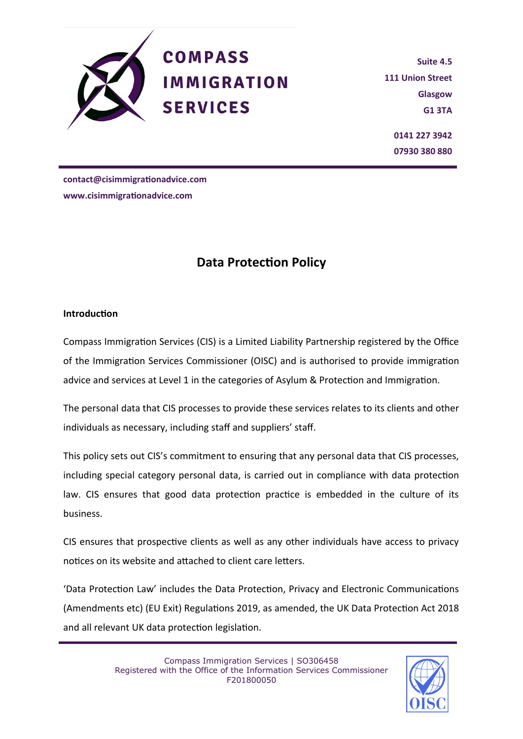# COMPASS IMMIGRATION SERVICES

Suite 4.5
111 Union Street
Glasgow
G1 3TA

0141 227 3942
07930 380 880

contact@cisimmigrationadvice.com
www.cisimmigrationadvice.com

## Data Protection Policy

### Introduction

Compass Immigration Services (CIS) is a Limited Liability Partnership registered by the Office of the Immigration Services Commissioner (OISC) and is authorised to provide immigration advice and services at Level 1 in the categories of Asylum & Protection and Immigration.

The personal data that CIS processes to provide these services relates to its clients and other individuals as necessary, including staff and suppliers' staff.

This policy sets out CIS's commitment to ensuring that any personal data that CIS processes, including special category personal data, is carried out in compliance with data protection law. CIS ensures that good data protection practice is embedded in the culture of its business.

CIS ensures that prospective clients as well as any other individuals have access to privacy notices on its website and attached to client care letters.

'Data Protection Law' includes the Data Protection, Privacy and Electronic Communications (Amendments etc) (EU Exit) Regulations 2019, as amended, the UK Data Protection Act 2018 and all relevant UK data protection legislation.

Compass Immigration Services | SO306458
Registered with the Office of the Information Services Commissioner
F201800050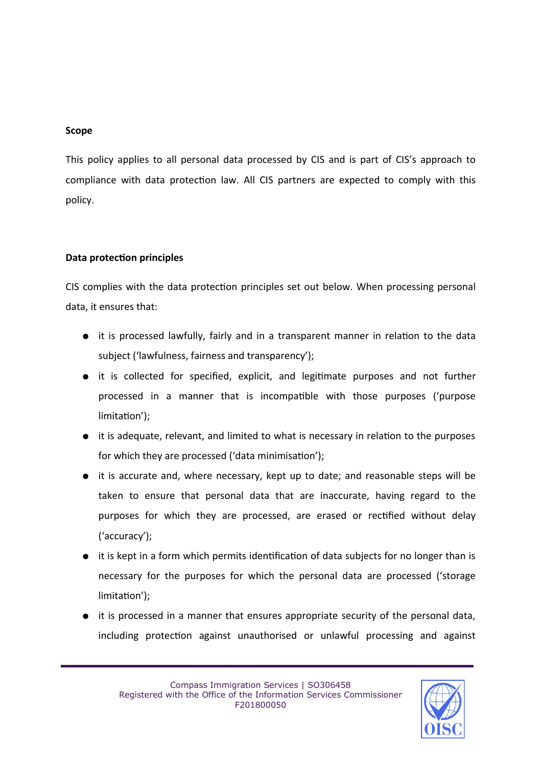**Scope**

This policy applies to all personal data processed by CIS and is part of CIS's approach to compliance with data protection law. All CIS partners are expected to comply with this policy.

**Data protection principles**

CIS complies with the data protection principles set out below. When processing personal data, it ensures that:

- it is processed lawfully, fairly and in a transparent manner in relation to the data subject ('lawfulness, fairness and transparency');
- it is collected for specified, explicit, and legitimate purposes and not further processed in a manner that is incompatible with those purposes ('purpose limitation');
- it is adequate, relevant, and limited to what is necessary in relation to the purposes for which they are processed ('data minimisation');
- it is accurate and, where necessary, kept up to date; and reasonable steps will be taken to ensure that personal data that are inaccurate, having regard to the purposes for which they are processed, are erased or rectified without delay ('accuracy');
- it is kept in a form which permits identification of data subjects for no longer than is necessary for the purposes for which the personal data are processed ('storage limitation');
- it is processed in a manner that ensures appropriate security of the personal data, including protection against unauthorised or unlawful processing and against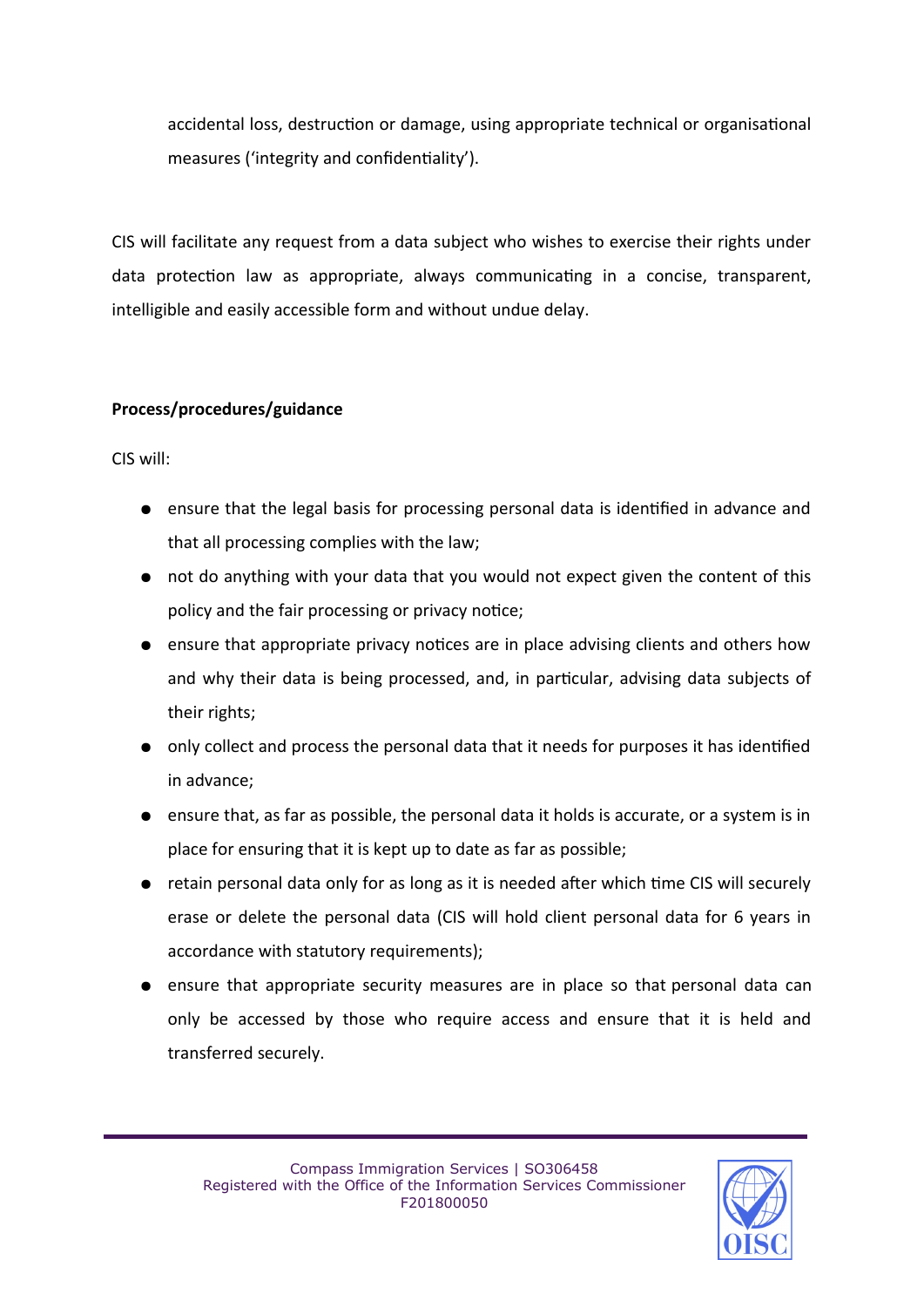accidental loss, destruction or damage, using appropriate technical or organisational measures ('integrity and confidentiality').

CIS will facilitate any request from a data subject who wishes to exercise their rights under data protection law as appropriate, always communicating in a concise, transparent, intelligible and easily accessible form and without undue delay.

**Process/procedures/guidance**

CIS will:

- ensure that the legal basis for processing personal data is identified in advance and that all processing complies with the law;
- not do anything with your data that you would not expect given the content of this policy and the fair processing or privacy notice;
- ensure that appropriate privacy notices are in place advising clients and others how and why their data is being processed, and, in particular, advising data subjects of their rights;
- only collect and process the personal data that it needs for purposes it has identified in advance;
- ensure that, as far as possible, the personal data it holds is accurate, or a system is in place for ensuring that it is kept up to date as far as possible;
- retain personal data only for as long as it is needed after which time CIS will securely erase or delete the personal data (CIS will hold client personal data for 6 years in accordance with statutory requirements);
- ensure that appropriate security measures are in place so that personal data can only be accessed by those who require access and ensure that it is held and transferred securely.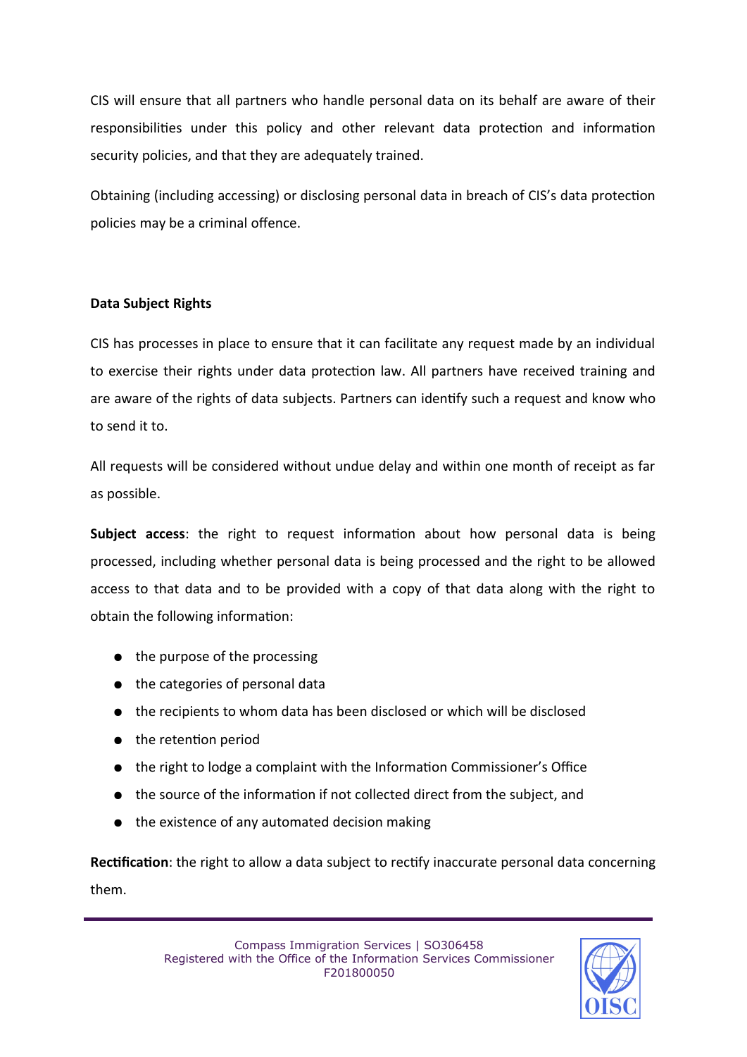CIS will ensure that all partners who handle personal data on its behalf are aware of their responsibilities under this policy and other relevant data protection and information security policies, and that they are adequately trained.

Obtaining (including accessing) or disclosing personal data in breach of CIS's data protection policies may be a criminal offence.

**Data Subject Rights**

CIS has processes in place to ensure that it can facilitate any request made by an individual to exercise their rights under data protection law. All partners have received training and are aware of the rights of data subjects. Partners can identify such a request and know who to send it to.

All requests will be considered without undue delay and within one month of receipt as far as possible.

**Subject access**: the right to request information about how personal data is being processed, including whether personal data is being processed and the right to be allowed access to that data and to be provided with a copy of that data along with the right to obtain the following information:

- the purpose of the processing
- the categories of personal data
- the recipients to whom data has been disclosed or which will be disclosed
- the retention period
- the right to lodge a complaint with the Information Commissioner's Office
- the source of the information if not collected direct from the subject, and
- the existence of any automated decision making

**Rectification**: the right to allow a data subject to rectify inaccurate personal data concerning them.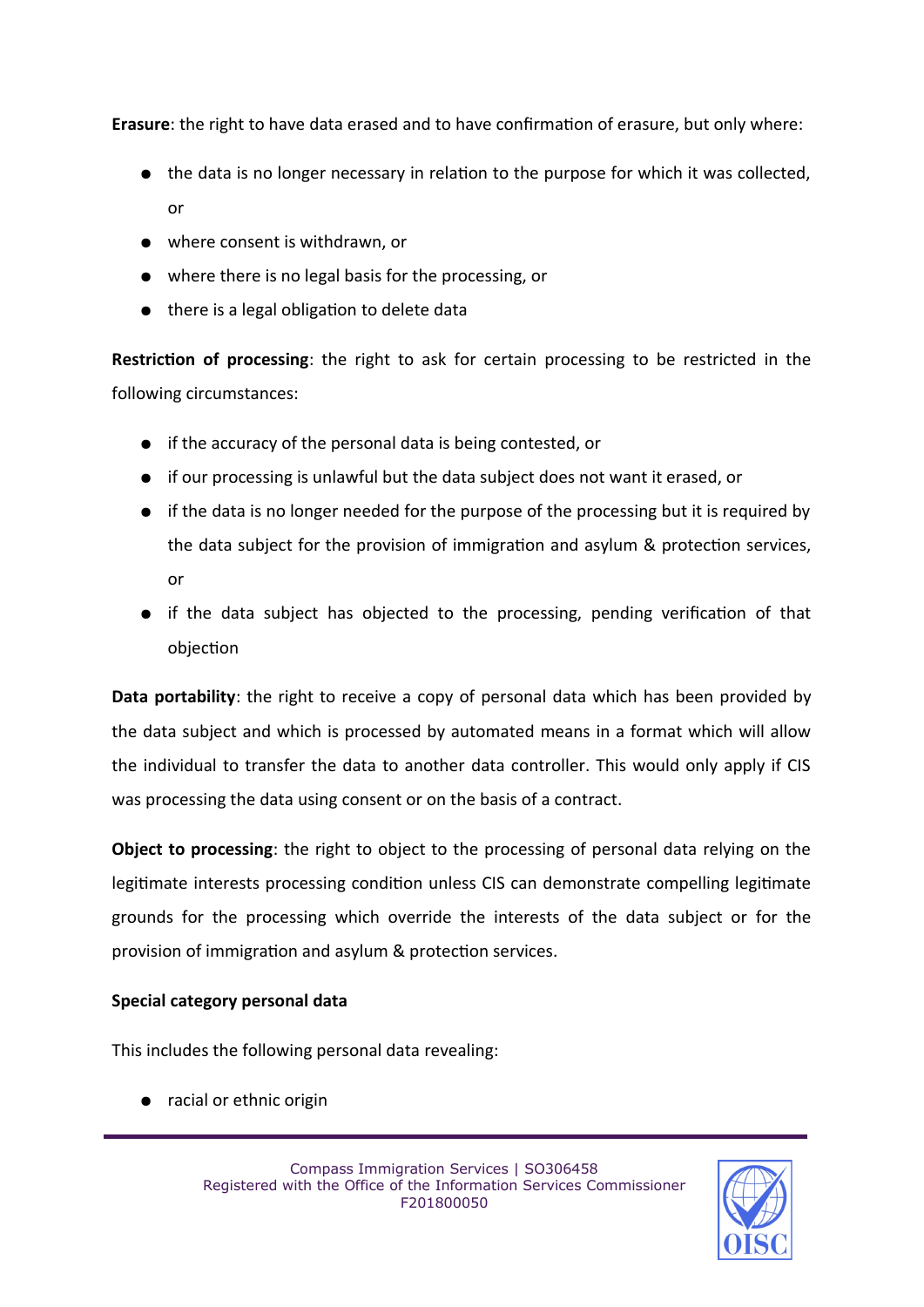**Erasure**: the right to have data erased and to have confirmation of erasure, but only where:

- the data is no longer necessary in relation to the purpose for which it was collected, or
- where consent is withdrawn, or
- where there is no legal basis for the processing, or
- there is a legal obligation to delete data

**Restriction of processing**: the right to ask for certain processing to be restricted in the following circumstances:

- if the accuracy of the personal data is being contested, or
- if our processing is unlawful but the data subject does not want it erased, or
- if the data is no longer needed for the purpose of the processing but it is required by the data subject for the provision of immigration and asylum & protection services, or
- if the data subject has objected to the processing, pending verification of that objection

**Data portability**: the right to receive a copy of personal data which has been provided by the data subject and which is processed by automated means in a format which will allow the individual to transfer the data to another data controller. This would only apply if CIS was processing the data using consent or on the basis of a contract.

**Object to processing**: the right to object to the processing of personal data relying on the legitimate interests processing condition unless CIS can demonstrate compelling legitimate grounds for the processing which override the interests of the data subject or for the provision of immigration and asylum & protection services.

**Special category personal data**

This includes the following personal data revealing:

- racial or ethnic origin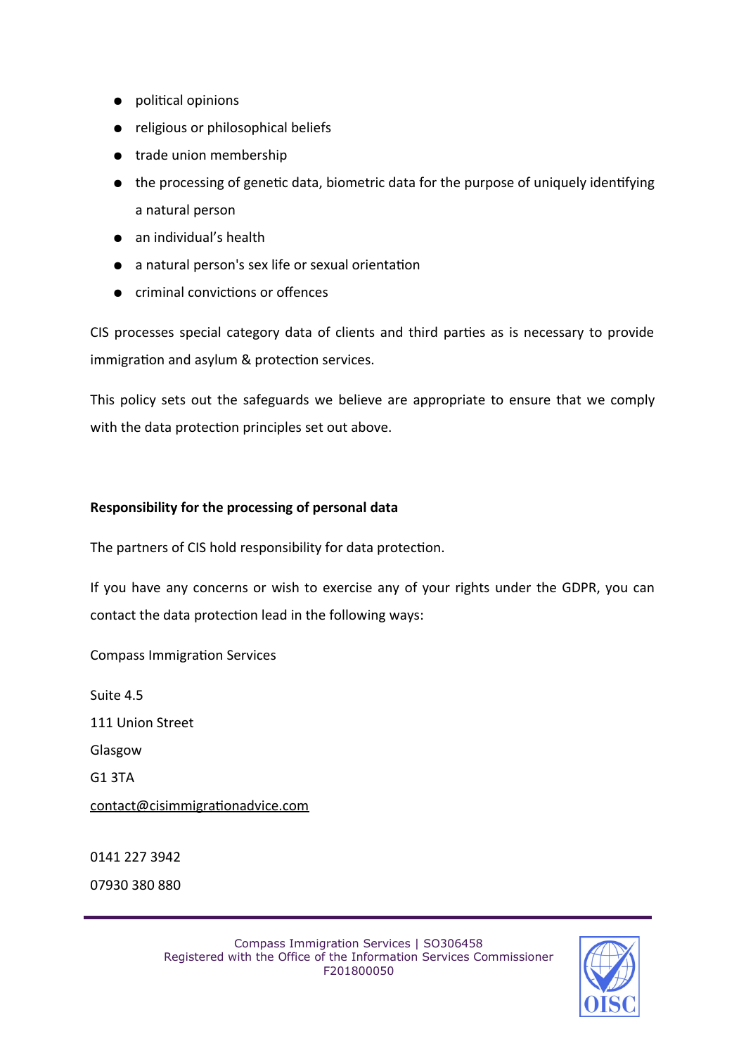- political opinions
- religious or philosophical beliefs
- trade union membership
- the processing of genetic data, biometric data for the purpose of uniquely identifying a natural person
- an individual's health
- a natural person's sex life or sexual orientation
- criminal convictions or offences

CIS processes special category data of clients and third parties as is necessary to provide immigration and asylum & protection services.

This policy sets out the safeguards we believe are appropriate to ensure that we comply with the data protection principles set out above.

**Responsibility for the processing of personal data**

The partners of CIS hold responsibility for data protection.

If you have any concerns or wish to exercise any of your rights under the GDPR, you can contact the data protection lead in the following ways:

Compass Immigration Services

Suite 4.5
111 Union Street
Glasgow
G1 3TA
contact@cisimmigrationadvice.com

0141 227 3942
07930 380 880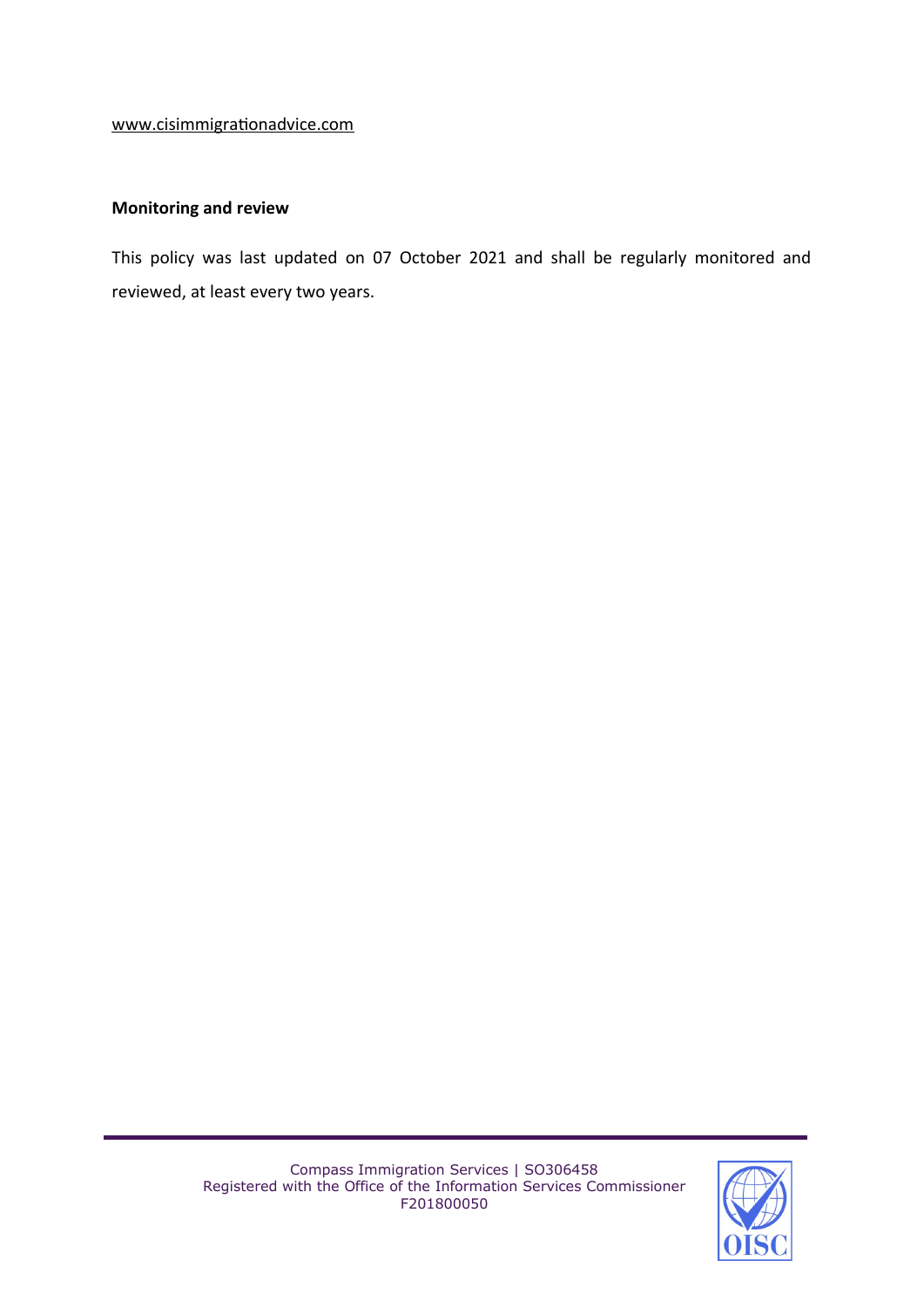www.cisimmigrationadvice.com

**Monitoring and review**

This policy was last updated on 07 October 2021 and shall be regularly monitored and reviewed, at least every two years.